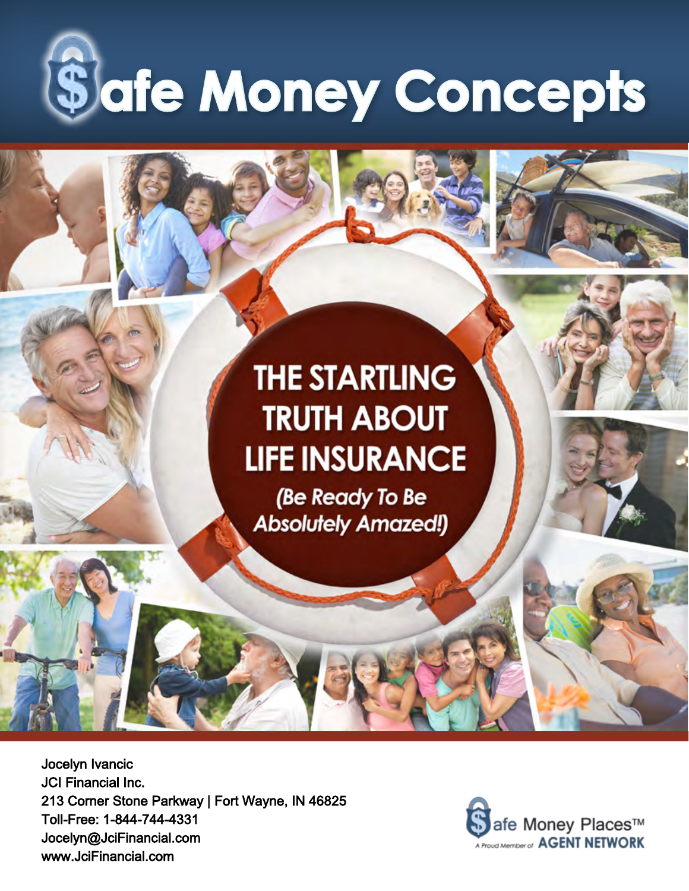# Safe Money Concepts

## THE STARTLING TRUTH ABOUT LIFE INSURANCE

*(Be Ready To Be Absolutely Amazed!)*

Jocelyn Ivancic
JCI Financial Inc.
213 Corner Stone Parkway | Fort Wayne, IN 46825
Toll-Free: 1-844-744-4331
Jocelyn@JciFinancial.com
www.JciFinancial.com

Safe Money Places™
A Proud Member of AGENT NETWORK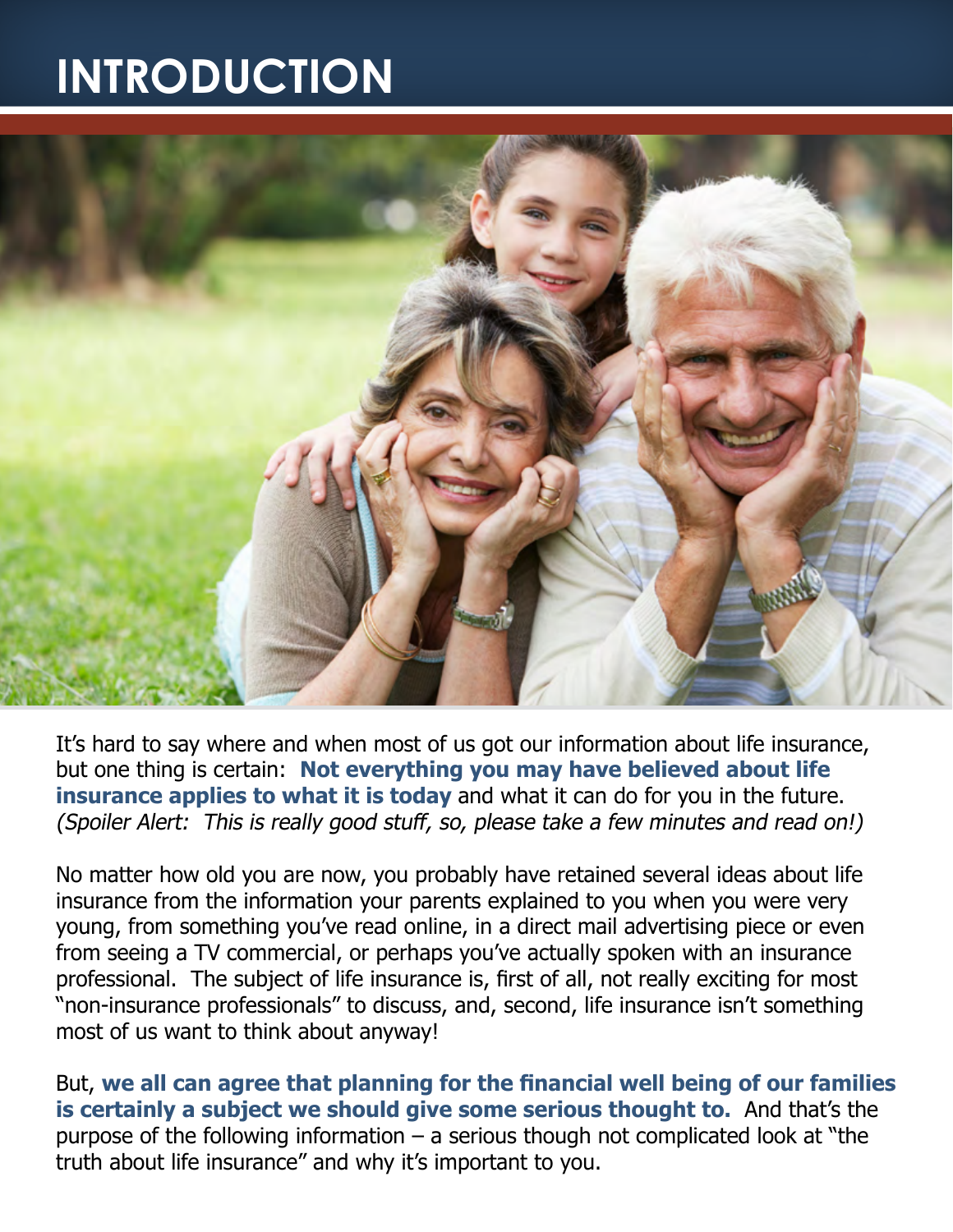# INTRODUCTION

It's hard to say where and when most of us got our information about life insurance, but one thing is certain: **Not everything you may have believed about life insurance applies to what it is today** and what it can do for you in the future. *(Spoiler Alert: This is really good stuff, so, please take a few minutes and read on!)*

No matter how old you are now, you probably have retained several ideas about life insurance from the information your parents explained to you when you were very young, from something you've read online, in a direct mail advertising piece or even from seeing a TV commercial, or perhaps you've actually spoken with an insurance professional. The subject of life insurance is, first of all, not really exciting for most "non-insurance professionals" to discuss, and, second, life insurance isn't something most of us want to think about anyway!

But, **we all can agree that planning for the financial well being of our families is certainly a subject we should give some serious thought to.** And that's the purpose of the following information – a serious though not complicated look at "the truth about life insurance" and why it's important to you.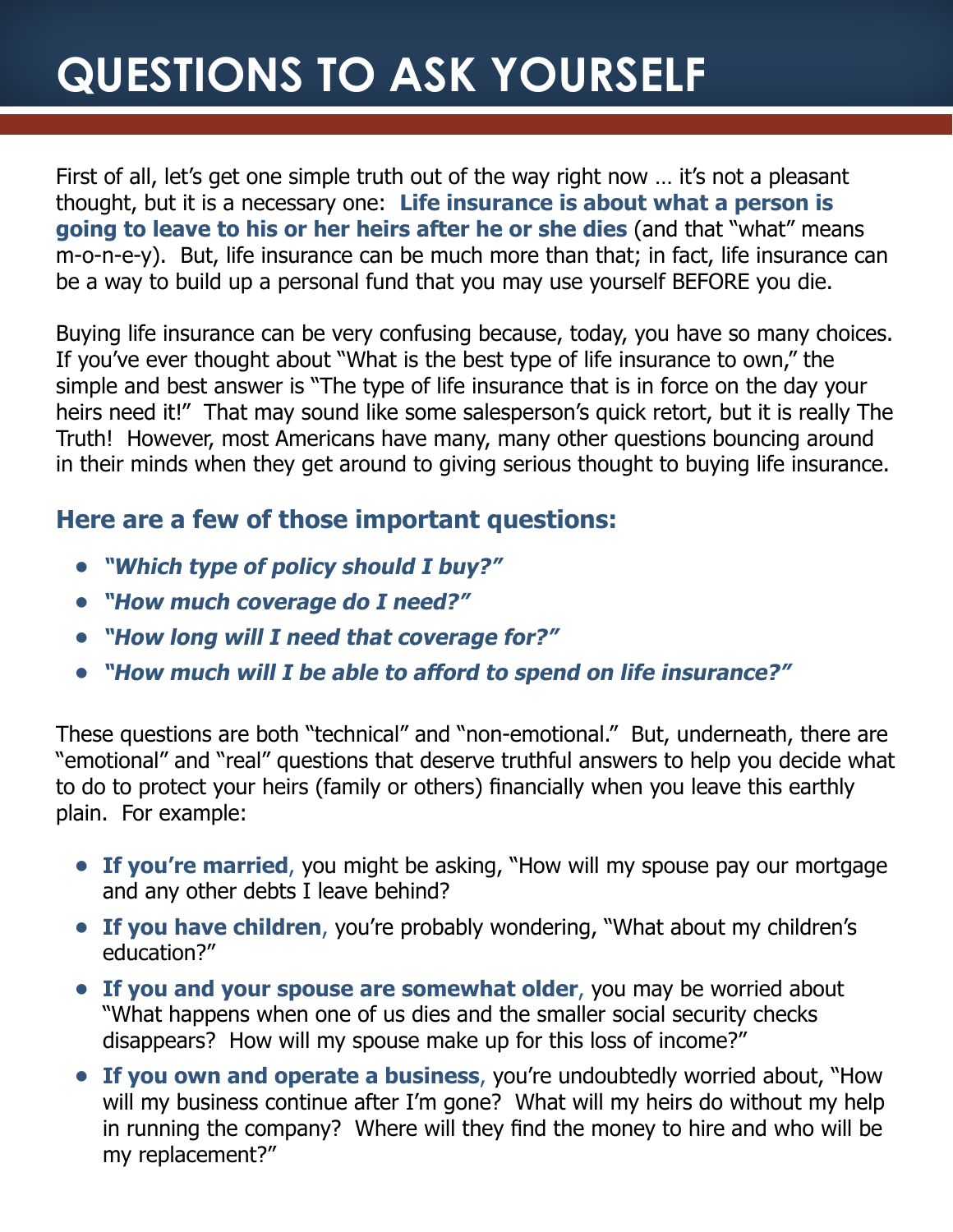# QUESTIONS TO ASK YOURSELF

First of all, let's get one simple truth out of the way right now … it's not a pleasant thought, but it is a necessary one: **Life insurance is about what a person is going to leave to his or her heirs after he or she dies** (and that "what" means m-o-n-e-y). But, life insurance can be much more than that; in fact, life insurance can be a way to build up a personal fund that you may use yourself BEFORE you die.

Buying life insurance can be very confusing because, today, you have so many choices. If you've ever thought about "What is the best type of life insurance to own," the simple and best answer is "The type of life insurance that is in force on the day your heirs need it!" That may sound like some salesperson's quick retort, but it is really The Truth! However, most Americans have many, many other questions bouncing around in their minds when they get around to giving serious thought to buying life insurance.

### Here are a few of those important questions:

- ***"Which type of policy should I buy?"***
- ***"How much coverage do I need?"***
- ***"How long will I need that coverage for?"***
- ***"How much will I be able to afford to spend on life insurance?"***

These questions are both "technical" and "non-emotional." But, underneath, there are "emotional" and "real" questions that deserve truthful answers to help you decide what to do to protect your heirs (family or others) financially when you leave this earthly plain. For example:

- **If you're married**, you might be asking, "How will my spouse pay our mortgage and any other debts I leave behind?
- **If you have children**, you're probably wondering, "What about my children's education?"
- **If you and your spouse are somewhat older**, you may be worried about "What happens when one of us dies and the smaller social security checks disappears? How will my spouse make up for this loss of income?"
- **If you own and operate a business**, you're undoubtedly worried about, "How will my business continue after I'm gone? What will my heirs do without my help in running the company? Where will they find the money to hire and who will be my replacement?"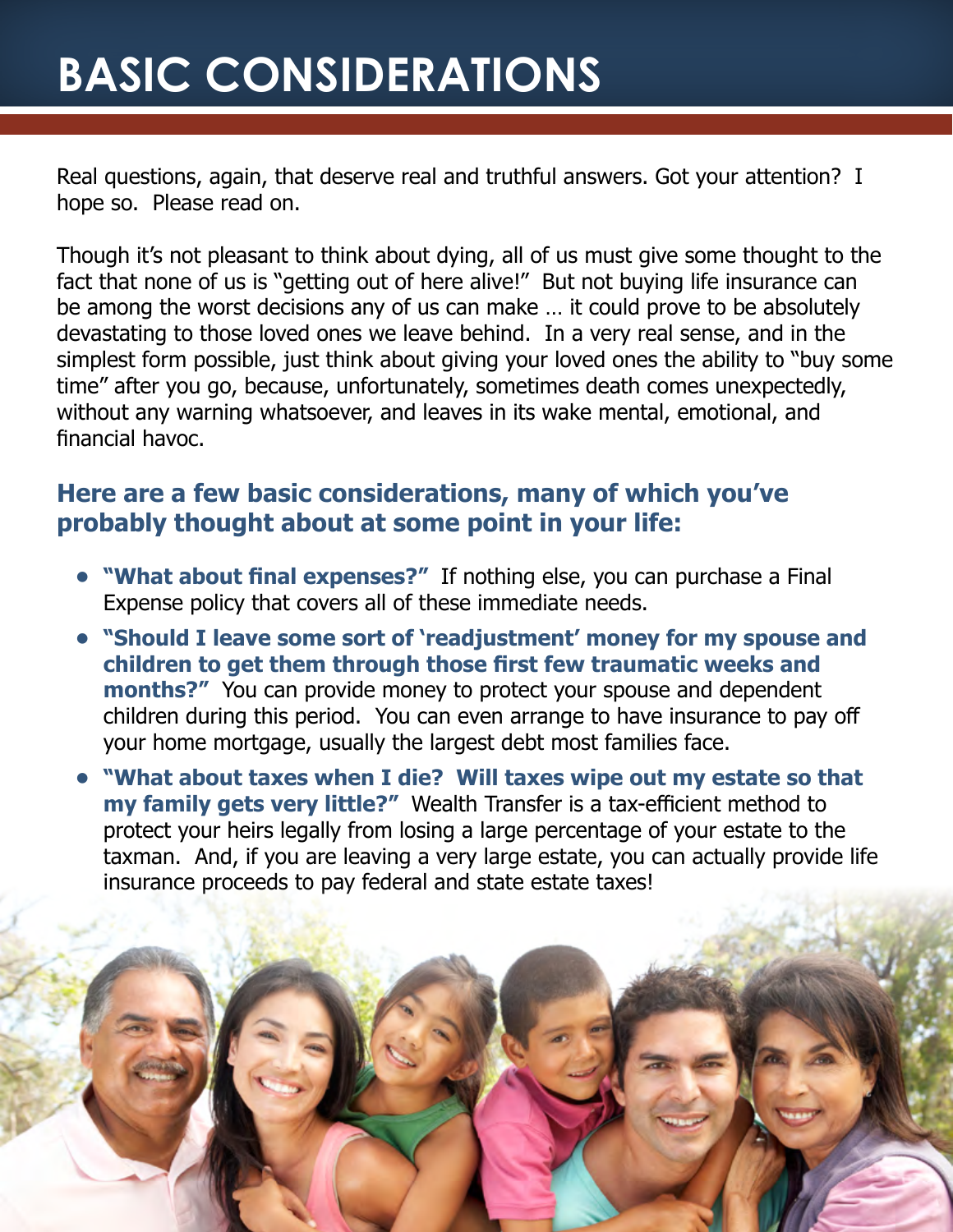# BASIC CONSIDERATIONS

Real questions, again, that deserve real and truthful answers. Got your attention? I hope so. Please read on.

Though it's not pleasant to think about dying, all of us must give some thought to the fact that none of us is "getting out of here alive!" But not buying life insurance can be among the worst decisions any of us can make … it could prove to be absolutely devastating to those loved ones we leave behind. In a very real sense, and in the simplest form possible, just think about giving your loved ones the ability to "buy some time" after you go, because, unfortunately, sometimes death comes unexpectedly, without any warning whatsoever, and leaves in its wake mental, emotional, and financial havoc.

## Here are a few basic considerations, many of which you've probably thought about at some point in your life:

- **"What about final expenses?"** If nothing else, you can purchase a Final Expense policy that covers all of these immediate needs.
- **"Should I leave some sort of 'readjustment' money for my spouse and children to get them through those first few traumatic weeks and months?"** You can provide money to protect your spouse and dependent children during this period. You can even arrange to have insurance to pay off your home mortgage, usually the largest debt most families face.
- **"What about taxes when I die? Will taxes wipe out my estate so that my family gets very little?"** Wealth Transfer is a tax-efficient method to protect your heirs legally from losing a large percentage of your estate to the taxman. And, if you are leaving a very large estate, you can actually provide life insurance proceeds to pay federal and state estate taxes!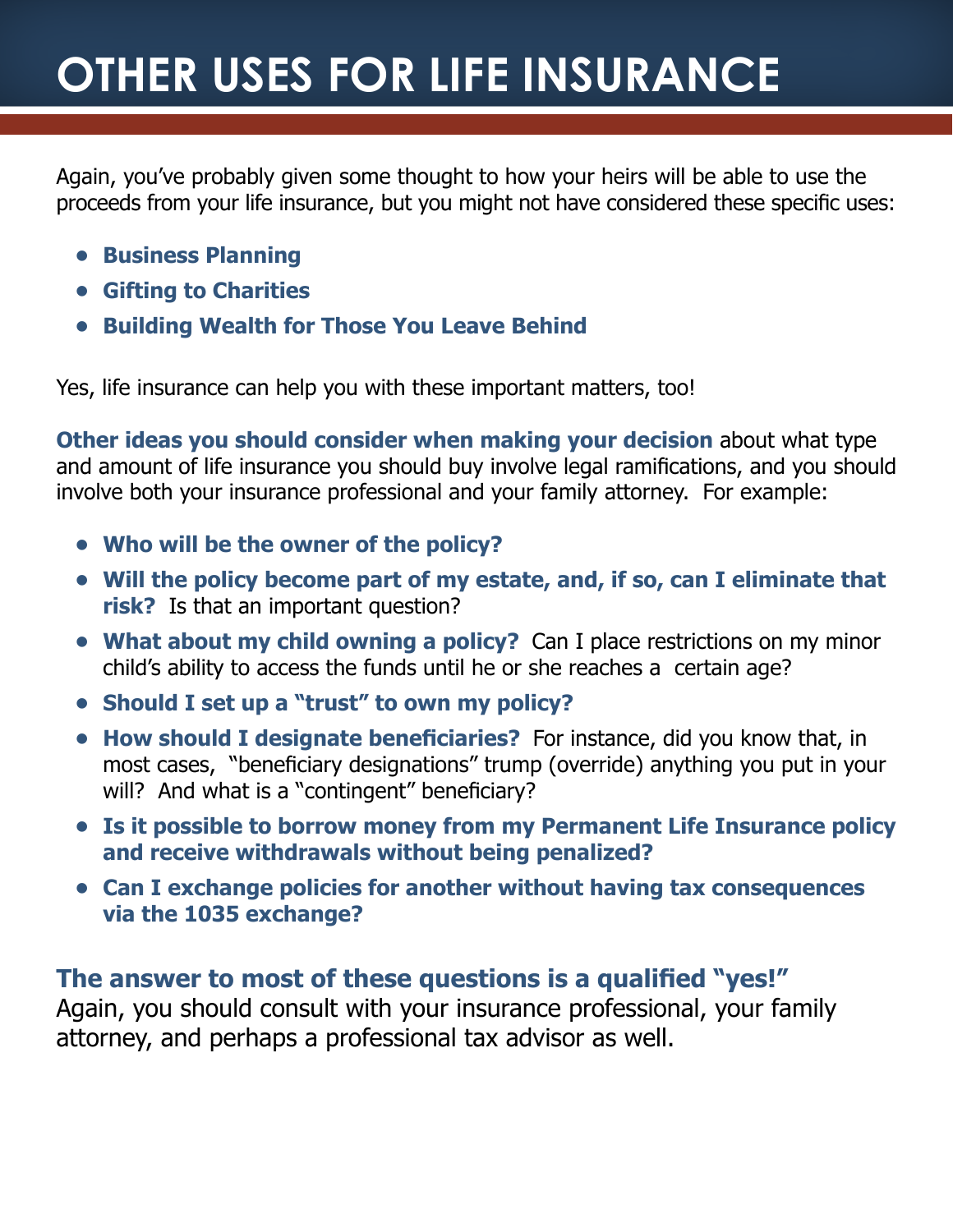# OTHER USES FOR LIFE INSURANCE

Again, you've probably given some thought to how your heirs will be able to use the proceeds from your life insurance, but you might not have considered these specific uses:

- **Business Planning**
- **Gifting to Charities**
- **Building Wealth for Those You Leave Behind**

Yes, life insurance can help you with these important matters, too!

**Other ideas you should consider when making your decision** about what type and amount of life insurance you should buy involve legal ramifications, and you should involve both your insurance professional and your family attorney. For example:

- **Who will be the owner of the policy?**
- **Will the policy become part of my estate, and, if so, can I eliminate that risk?** Is that an important question?
- **What about my child owning a policy?** Can I place restrictions on my minor child's ability to access the funds until he or she reaches a certain age?
- **Should I set up a "trust" to own my policy?**
- **How should I designate beneficiaries?** For instance, did you know that, in most cases, "beneficiary designations" trump (override) anything you put in your will? And what is a "contingent" beneficiary?
- **Is it possible to borrow money from my Permanent Life Insurance policy and receive withdrawals without being penalized?**
- **Can I exchange policies for another without having tax consequences via the 1035 exchange?**

**The answer to most of these questions is a qualified "yes!"**
Again, you should consult with your insurance professional, your family attorney, and perhaps a professional tax advisor as well.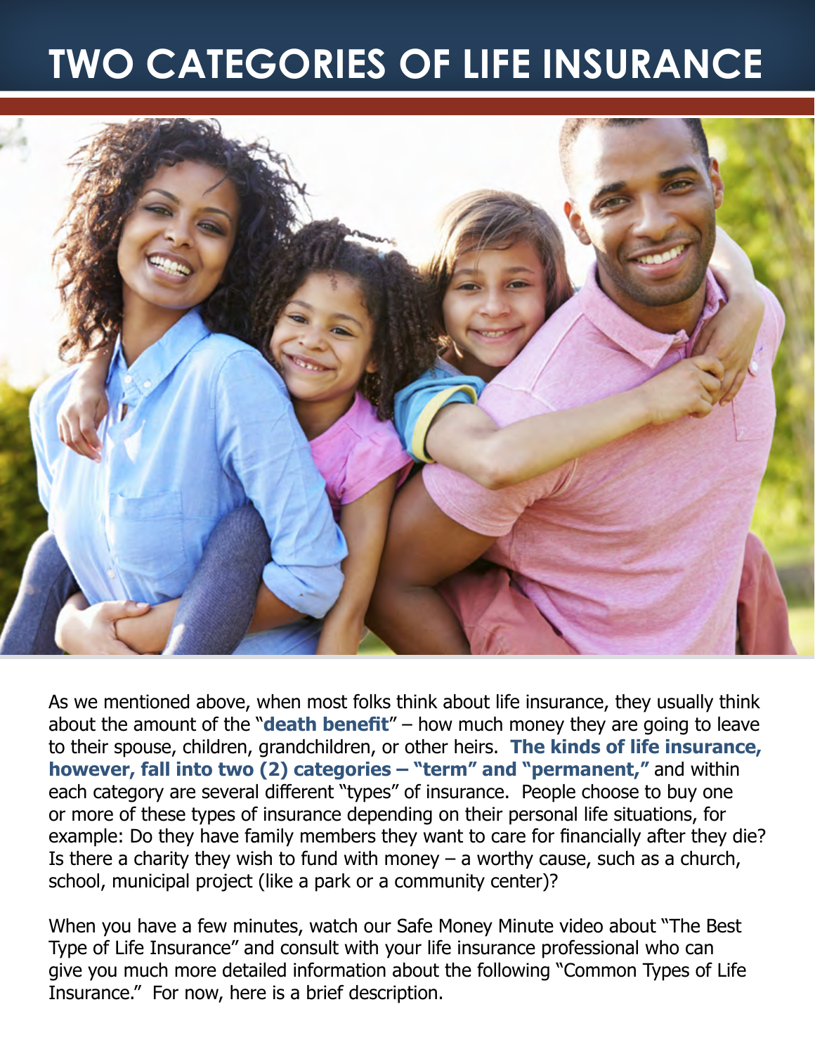# TWO CATEGORIES OF LIFE INSURANCE

As we mentioned above, when most folks think about life insurance, they usually think about the amount of the "**death benefit**" – how much money they are going to leave to their spouse, children, grandchildren, or other heirs. **The kinds of life insurance, however, fall into two (2) categories – "term" and "permanent,"** and within each category are several different "types" of insurance. People choose to buy one or more of these types of insurance depending on their personal life situations, for example: Do they have family members they want to care for financially after they die? Is there a charity they wish to fund with money – a worthy cause, such as a church, school, municipal project (like a park or a community center)?

When you have a few minutes, watch our Safe Money Minute video about "The Best Type of Life Insurance" and consult with your life insurance professional who can give you much more detailed information about the following "Common Types of Life Insurance." For now, here is a brief description.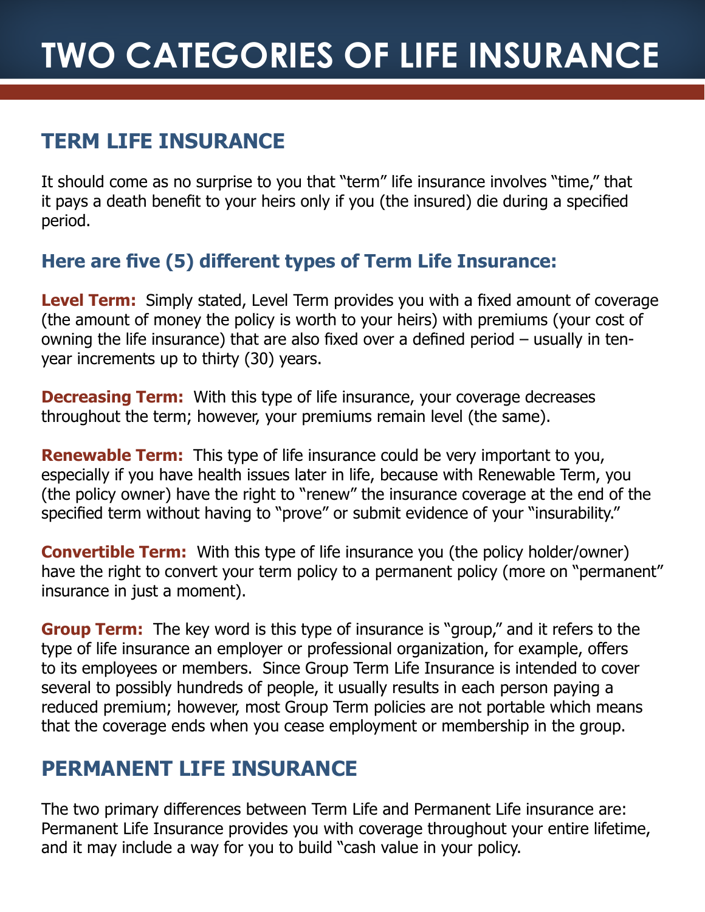# TWO CATEGORIES OF LIFE INSURANCE

## TERM LIFE INSURANCE

It should come as no surprise to you that "term" life insurance involves "time," that it pays a death benefit to your heirs only if you (the insured) die during a specified period.

### Here are five (5) different types of Term Life Insurance:

**Level Term:** Simply stated, Level Term provides you with a fixed amount of coverage (the amount of money the policy is worth to your heirs) with premiums (your cost of owning the life insurance) that are also fixed over a defined period – usually in ten-year increments up to thirty (30) years.

**Decreasing Term:** With this type of life insurance, your coverage decreases throughout the term; however, your premiums remain level (the same).

**Renewable Term:** This type of life insurance could be very important to you, especially if you have health issues later in life, because with Renewable Term, you (the policy owner) have the right to "renew" the insurance coverage at the end of the specified term without having to "prove" or submit evidence of your "insurability."

**Convertible Term:** With this type of life insurance you (the policy holder/owner) have the right to convert your term policy to a permanent policy (more on "permanent" insurance in just a moment).

**Group Term:** The key word is this type of insurance is "group," and it refers to the type of life insurance an employer or professional organization, for example, offers to its employees or members. Since Group Term Life Insurance is intended to cover several to possibly hundreds of people, it usually results in each person paying a reduced premium; however, most Group Term policies are not portable which means that the coverage ends when you cease employment or membership in the group.

## PERMANENT LIFE INSURANCE

The two primary differences between Term Life and Permanent Life insurance are: Permanent Life Insurance provides you with coverage throughout your entire lifetime, and it may include a way for you to build "cash value in your policy.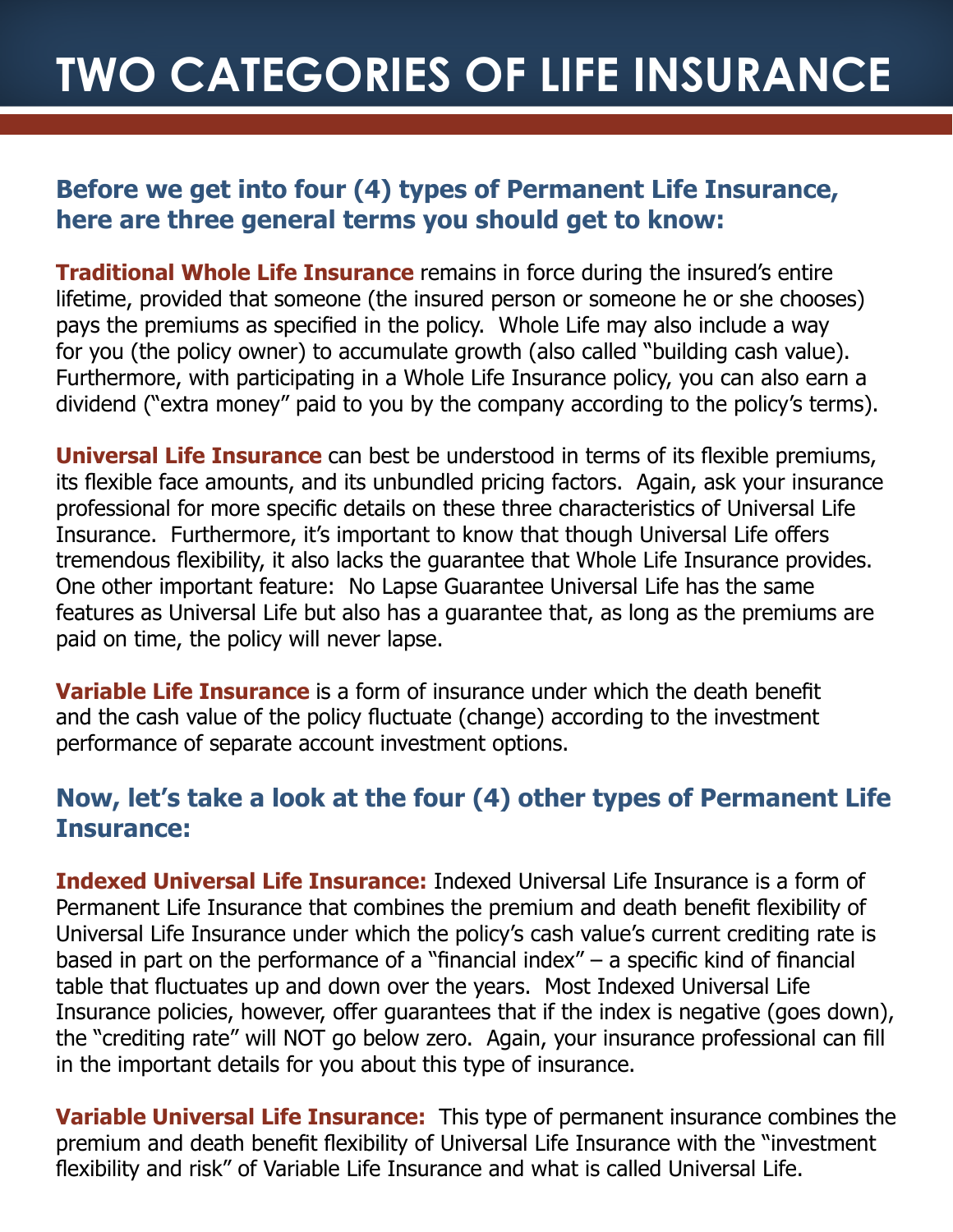# TWO CATEGORIES OF LIFE INSURANCE

## Before we get into four (4) types of Permanent Life Insurance, here are three general terms you should get to know:

**Traditional Whole Life Insurance** remains in force during the insured's entire lifetime, provided that someone (the insured person or someone he or she chooses) pays the premiums as specified in the policy. Whole Life may also include a way for you (the policy owner) to accumulate growth (also called "building cash value). Furthermore, with participating in a Whole Life Insurance policy, you can also earn a dividend ("extra money" paid to you by the company according to the policy's terms).

**Universal Life Insurance** can best be understood in terms of its flexible premiums, its flexible face amounts, and its unbundled pricing factors. Again, ask your insurance professional for more specific details on these three characteristics of Universal Life Insurance. Furthermore, it's important to know that though Universal Life offers tremendous flexibility, it also lacks the guarantee that Whole Life Insurance provides. One other important feature: No Lapse Guarantee Universal Life has the same features as Universal Life but also has a guarantee that, as long as the premiums are paid on time, the policy will never lapse.

**Variable Life Insurance** is a form of insurance under which the death benefit and the cash value of the policy fluctuate (change) according to the investment performance of separate account investment options.

## Now, let's take a look at the four (4) other types of Permanent Life Insurance:

**Indexed Universal Life Insurance:** Indexed Universal Life Insurance is a form of Permanent Life Insurance that combines the premium and death benefit flexibility of Universal Life Insurance under which the policy's cash value's current crediting rate is based in part on the performance of a "financial index" – a specific kind of financial table that fluctuates up and down over the years. Most Indexed Universal Life Insurance policies, however, offer guarantees that if the index is negative (goes down), the "crediting rate" will NOT go below zero. Again, your insurance professional can fill in the important details for you about this type of insurance.

**Variable Universal Life Insurance:** This type of permanent insurance combines the premium and death benefit flexibility of Universal Life Insurance with the "investment flexibility and risk" of Variable Life Insurance and what is called Universal Life.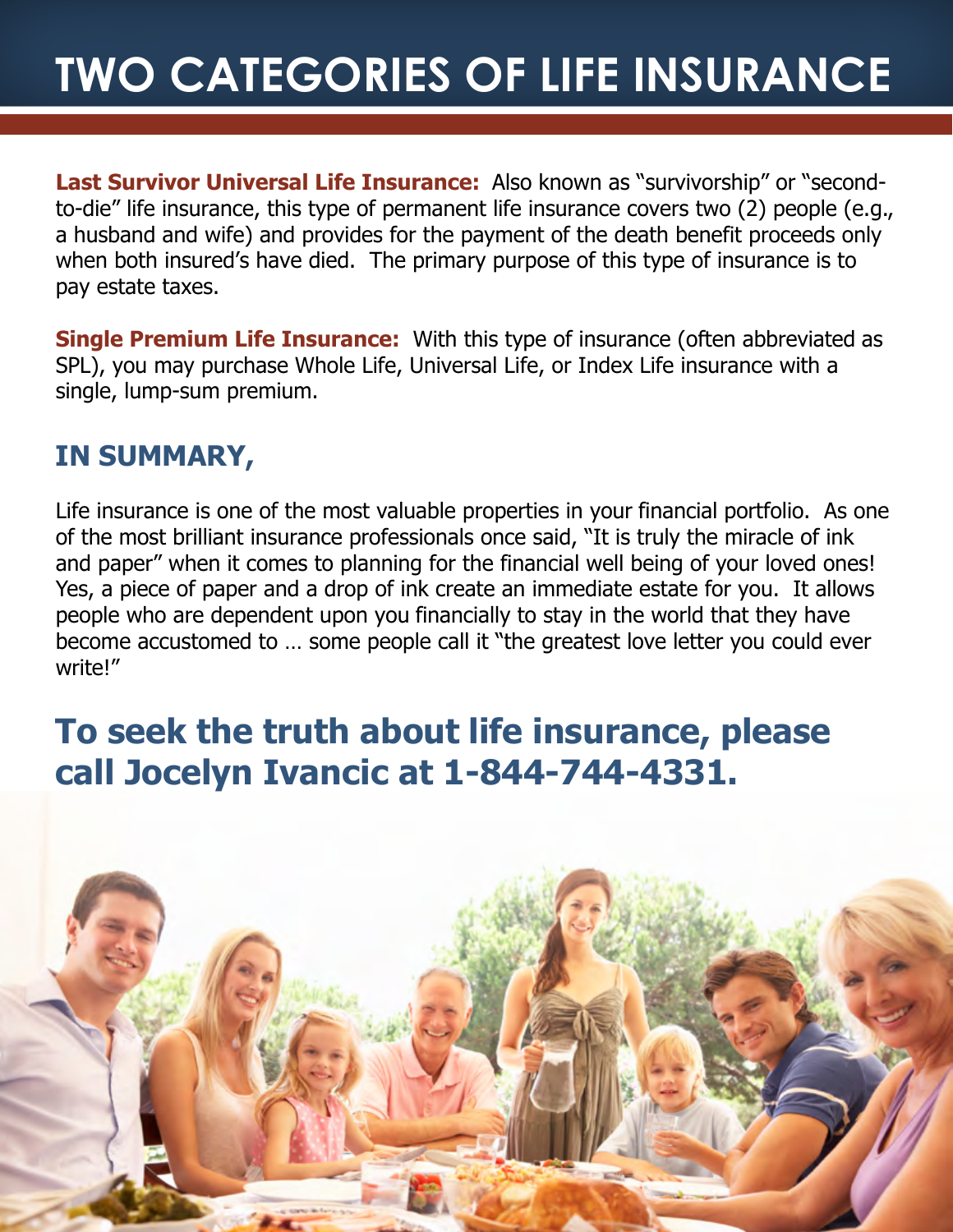# TWO CATEGORIES OF LIFE INSURANCE

**Last Survivor Universal Life Insurance:** Also known as "survivorship" or "second-to-die" life insurance, this type of permanent life insurance covers two (2) people (e.g., a husband and wife) and provides for the payment of the death benefit proceeds only when both insured's have died. The primary purpose of this type of insurance is to pay estate taxes.

**Single Premium Life Insurance:** With this type of insurance (often abbreviated as SPL), you may purchase Whole Life, Universal Life, or Index Life insurance with a single, lump-sum premium.

## IN SUMMARY,

Life insurance is one of the most valuable properties in your financial portfolio. As one of the most brilliant insurance professionals once said, "It is truly the miracle of ink and paper" when it comes to planning for the financial well being of your loved ones! Yes, a piece of paper and a drop of ink create an immediate estate for you. It allows people who are dependent upon you financially to stay in the world that they have become accustomed to … some people call it "the greatest love letter you could ever write!"

## To seek the truth about life insurance, please call Jocelyn Ivancic at 1-844-744-4331.